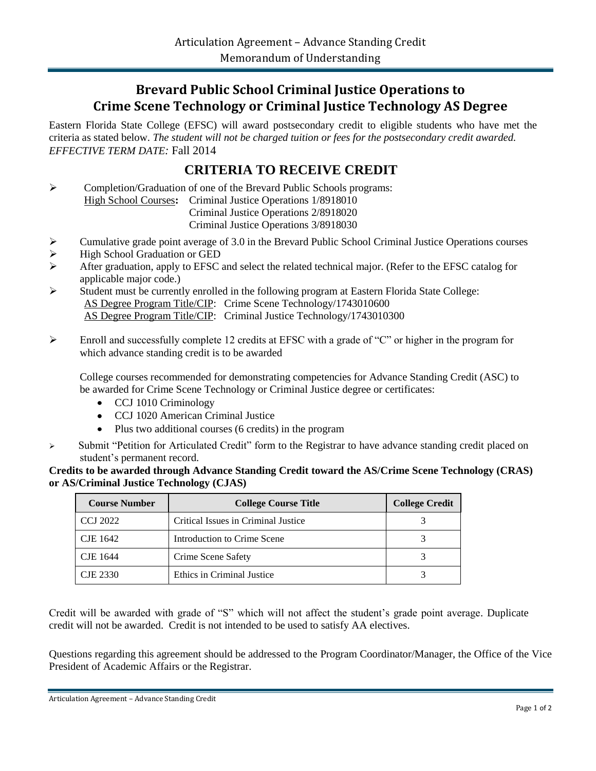Articulation Agreement – Advance Standing Credit
Memorandum of Understanding

# Brevard Public School Criminal Justice Operations to Crime Scene Technology or Criminal Justice Technology AS Degree

Eastern Florida State College (EFSC) will award postsecondary credit to eligible students who have met the criteria as stated below. *The student will not be charged tuition or fees for the postsecondary credit awarded.* *EFFECTIVE TERM DATE:* Fall 2014

## CRITERIA TO RECEIVE CREDIT

- Completion/Graduation of one of the Brevard Public Schools programs:
  High School Courses**:** Criminal Justice Operations 1/8918010
  Criminal Justice Operations 2/8918020
  Criminal Justice Operations 3/8918030
- Cumulative grade point average of 3.0 in the Brevard Public School Criminal Justice Operations courses
- High School Graduation or GED
- After graduation, apply to EFSC and select the related technical major. (Refer to the EFSC catalog for applicable major code.)
- Student must be currently enrolled in the following program at Eastern Florida State College:
  AS Degree Program Title/CIP: Crime Scene Technology/1743010600
  AS Degree Program Title/CIP: Criminal Justice Technology/1743010300
- Enroll and successfully complete 12 credits at EFSC with a grade of "C" or higher in the program for which advance standing credit is to be awarded

  College courses recommended for demonstrating competencies for Advance Standing Credit (ASC) to be awarded for Crime Scene Technology or Criminal Justice degree or certificates:
  - CCJ 1010 Criminology
  - CCJ 1020 American Criminal Justice
  - Plus two additional courses (6 credits) in the program
- Submit "Petition for Articulated Credit" form to the Registrar to have advance standing credit placed on student's permanent record.

**Credits to be awarded through Advance Standing Credit toward the AS/Crime Scene Technology (CRAS) or AS/Criminal Justice Technology (CJAS)**

| Course Number | College Course Title | College Credit |
|---|---|---|
| CCJ 2022 | Critical Issues in Criminal Justice | 3 |
| CJE 1642 | Introduction to Crime Scene | 3 |
| CJE 1644 | Crime Scene Safety | 3 |
| CJE 2330 | Ethics in Criminal Justice | 3 |

Credit will be awarded with grade of "S" which will not affect the student's grade point average. Duplicate credit will not be awarded. Credit is not intended to be used to satisfy AA electives.

Questions regarding this agreement should be addressed to the Program Coordinator/Manager, the Office of the Vice President of Academic Affairs or the Registrar.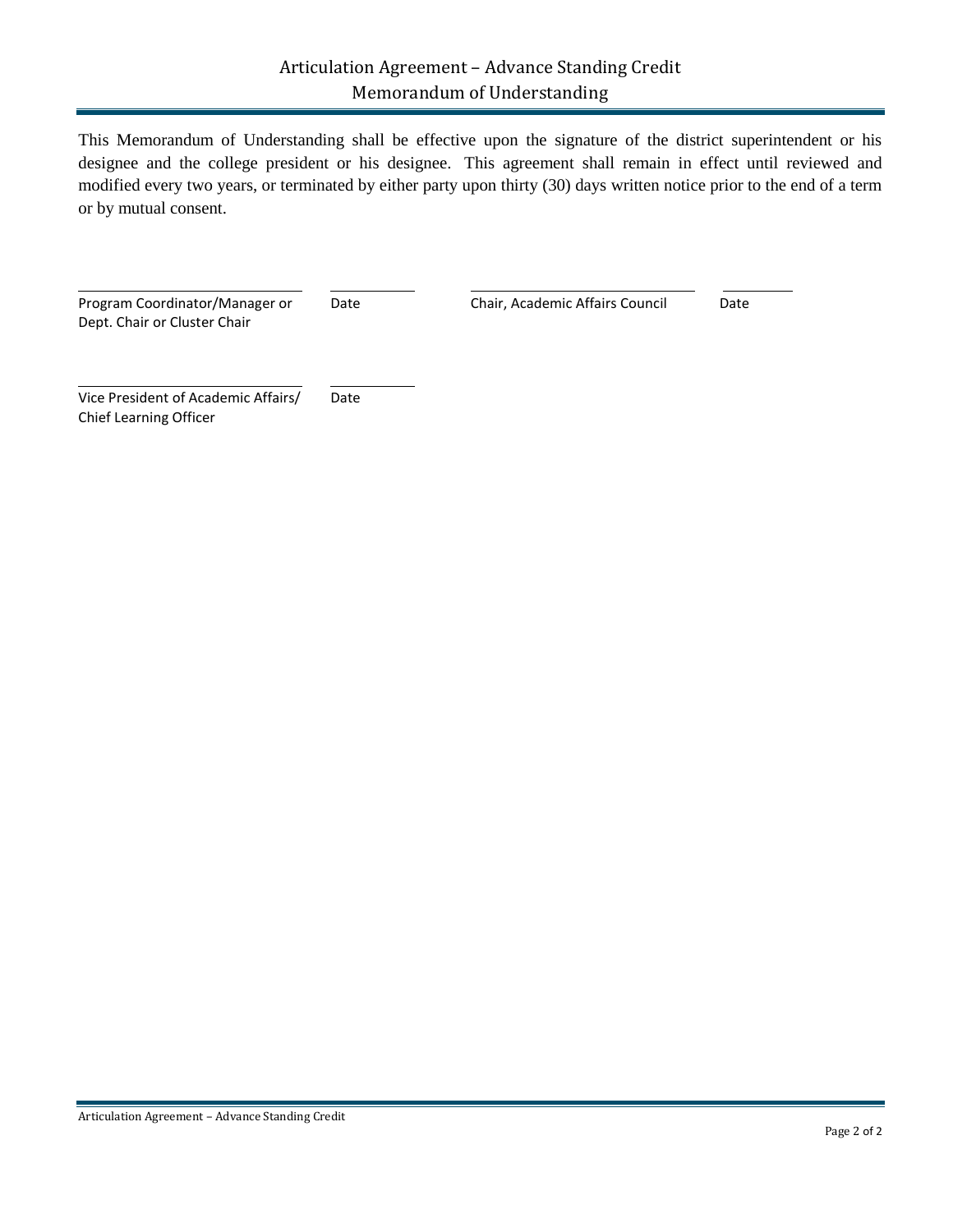This Memorandum of Understanding shall be effective upon the signature of the district superintendent or his designee and the college president or his designee. This agreement shall remain in effect until reviewed and modified every two years, or terminated by either party upon thirty (30) days written notice prior to the end of a term or by mutual consent.

| | | | |
|---|---|---|---|
| Program Coordinator/Manager or Dept. Chair or Cluster Chair | Date | Chair, Academic Affairs Council | Date |
| Vice President of Academic Affairs/ Chief Learning Officer | Date | | |